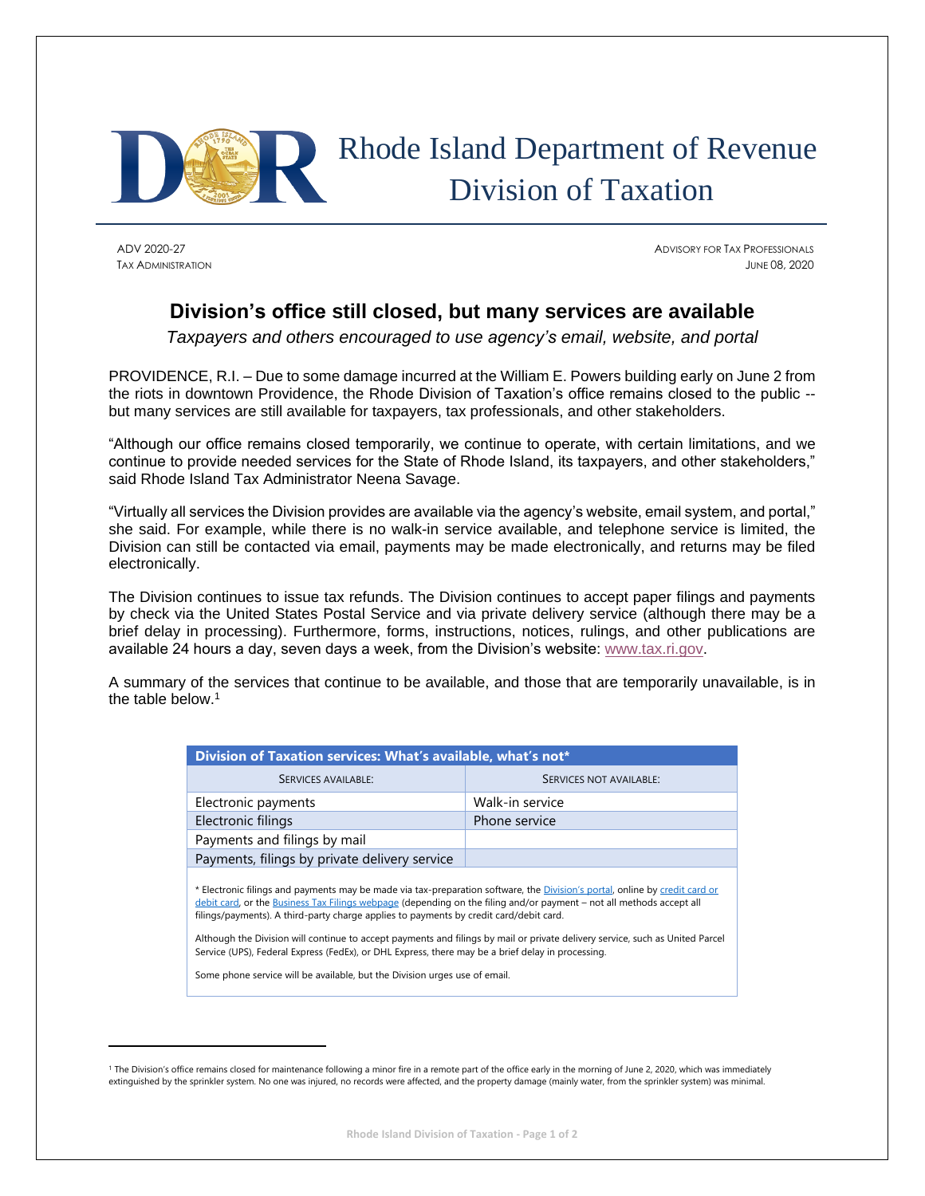# Rhode Island Department of Revenue
# Division of Taxation

ADV 2020-27
TAX ADMINISTRATION

ADVISORY FOR TAX PROFESSIONALS
JUNE 08, 2020

## Division's office still closed, but many services are available

*Taxpayers and others encouraged to use agency's email, website, and portal*

PROVIDENCE, R.I. – Due to some damage incurred at the William E. Powers building early on June 2 from the riots in downtown Providence, the Rhode Division of Taxation's office remains closed to the public -- but many services are still available for taxpayers, tax professionals, and other stakeholders.

"Although our office remains closed temporarily, we continue to operate, with certain limitations, and we continue to provide needed services for the State of Rhode Island, its taxpayers, and other stakeholders," said Rhode Island Tax Administrator Neena Savage.

"Virtually all services the Division provides are available via the agency's website, email system, and portal," she said. For example, while there is no walk-in service available, and telephone service is limited, the Division can still be contacted via email, payments may be made electronically, and returns may be filed electronically.

The Division continues to issue tax refunds. The Division continues to accept paper filings and payments by check via the United States Postal Service and via private delivery service (although there may be a brief delay in processing). Furthermore, forms, instructions, notices, rulings, and other publications are available 24 hours a day, seven days a week, from the Division's website: www.tax.ri.gov.

A summary of the services that continue to be available, and those that are temporarily unavailable, is in the table below.[1]

**Division of Taxation services: What's available, what's not***

| SERVICES AVAILABLE: | SERVICES NOT AVAILABLE: |
|---|---|
| Electronic payments | Walk-in service |
| Electronic filings | Phone service |
| Payments and filings by mail | |
| Payments, filings by private delivery service | |

\* Electronic filings and payments may be made via tax-preparation software, the Division's portal, online by credit card or debit card, or the Business Tax Filings webpage (depending on the filing and/or payment – not all methods accept all filings/payments). A third-party charge applies to payments by credit card/debit card.

Although the Division will continue to accept payments and filings by mail or private delivery service, such as United Parcel Service (UPS), Federal Express (FedEx), or DHL Express, there may be a brief delay in processing.

Some phone service will be available, but the Division urges use of email.

[1] The Division's office remains closed for maintenance following a minor fire in a remote part of the office early in the morning of June 2, 2020, which was immediately extinguished by the sprinkler system. No one was injured, no records were affected, and the property damage (mainly water, from the sprinkler system) was minimal.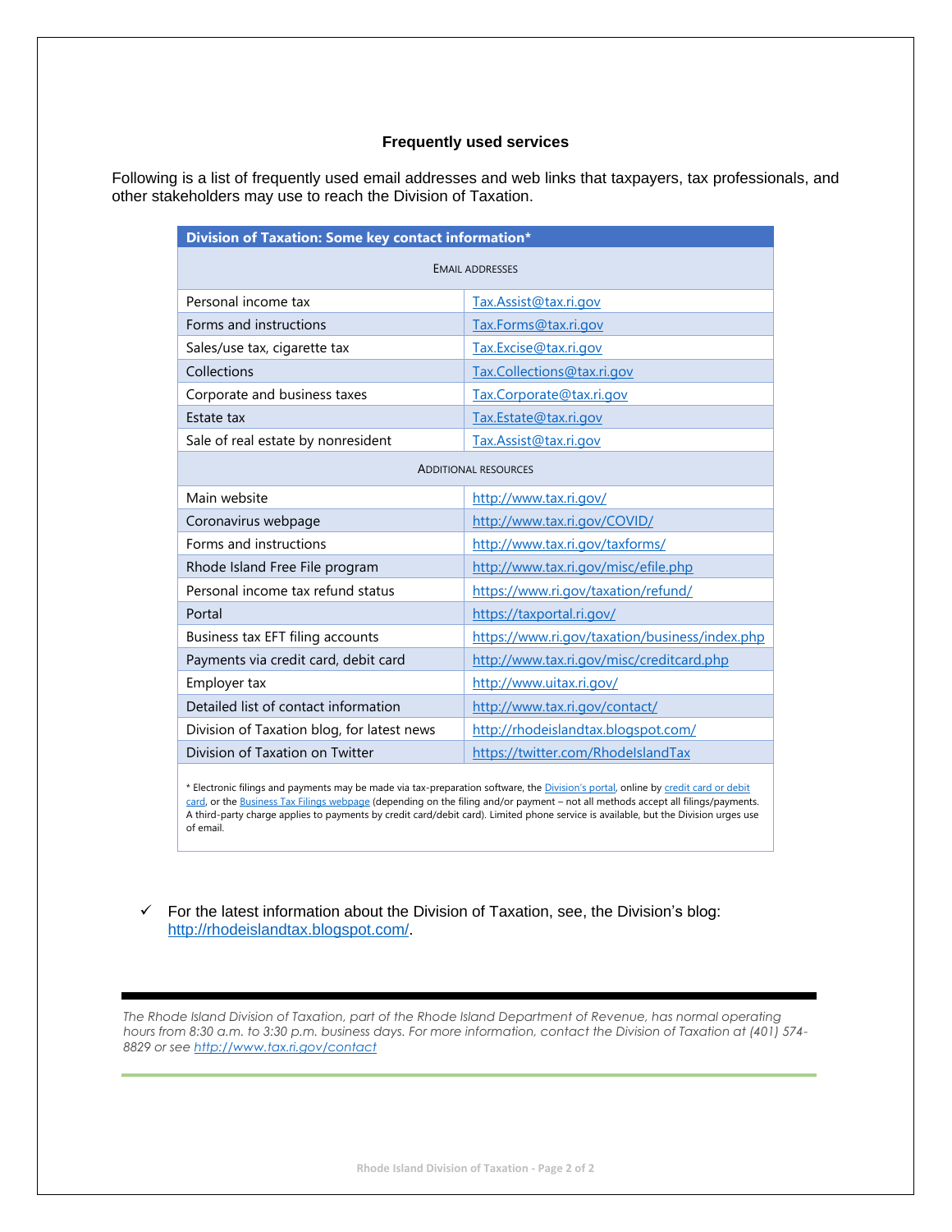### Frequently used services

Following is a list of frequently used email addresses and web links that taxpayers, tax professionals, and other stakeholders may use to reach the Division of Taxation.

| Division of Taxation: Some key contact information* | |
|---|---|
| EMAIL ADDRESSES | |
| Personal income tax | Tax.Assist@tax.ri.gov |
| Forms and instructions | Tax.Forms@tax.ri.gov |
| Sales/use tax, cigarette tax | Tax.Excise@tax.ri.gov |
| Collections | Tax.Collections@tax.ri.gov |
| Corporate and business taxes | Tax.Corporate@tax.ri.gov |
| Estate tax | Tax.Estate@tax.ri.gov |
| Sale of real estate by nonresident | Tax.Assist@tax.ri.gov |
| ADDITIONAL RESOURCES | |
| Main website | http://www.tax.ri.gov/ |
| Coronavirus webpage | http://www.tax.ri.gov/COVID/ |
| Forms and instructions | http://www.tax.ri.gov/taxforms/ |
| Rhode Island Free File program | http://www.tax.ri.gov/misc/efile.php |
| Personal income tax refund status | https://www.ri.gov/taxation/refund/ |
| Portal | https://taxportal.ri.gov/ |
| Business tax EFT filing accounts | https://www.ri.gov/taxation/business/index.php |
| Payments via credit card, debit card | http://www.tax.ri.gov/misc/creditcard.php |
| Employer tax | http://www.uitax.ri.gov/ |
| Detailed list of contact information | http://www.tax.ri.gov/contact/ |
| Division of Taxation blog, for latest news | http://rhodeislandtax.blogspot.com/ |
| Division of Taxation on Twitter | https://twitter.com/RhodeIslandTax |

* Electronic filings and payments may be made via tax-preparation software, the Division's portal, online by credit card or debit card, or the Business Tax Filings webpage (depending on the filing and/or payment – not all methods accept all filings/payments. A third-party charge applies to payments by credit card/debit card). Limited phone service is available, but the Division urges use of email.

- ✓ For the latest information about the Division of Taxation, see, the Division's blog: http://rhodeislandtax.blogspot.com/.

*The Rhode Island Division of Taxation, part of the Rhode Island Department of Revenue, has normal operating hours from 8:30 a.m. to 3:30 p.m. business days. For more information, contact the Division of Taxation at (401) 574-8829 or see http://www.tax.ri.gov/contact*